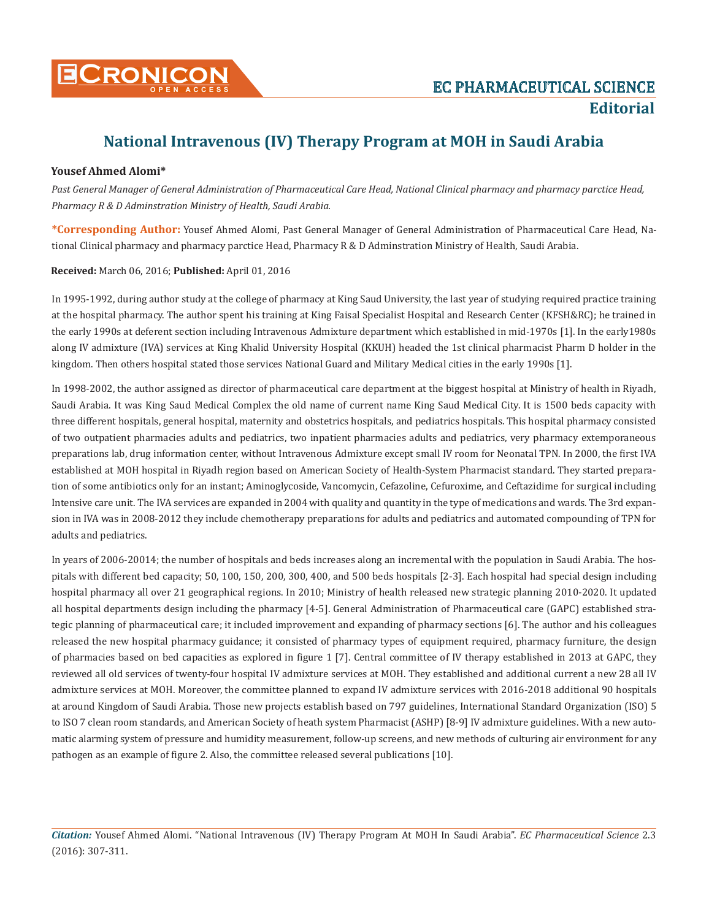# National Intravenous (IV) Therapy Program at MOH in Saudi Arabia

**Yousef Ahmed Alomi***

*Past General Manager of General Administration of Pharmaceutical Care Head, National Clinical pharmacy and pharmacy parctice Head, Pharmacy R & D Adminstration Ministry of Health, Saudi Arabia.*

**\*Corresponding Author:** Yousef Ahmed Alomi, Past General Manager of General Administration of Pharmaceutical Care Head, National Clinical pharmacy and pharmacy parctice Head, Pharmacy R & D Adminstration Ministry of Health, Saudi Arabia.

**Received:** March 06, 2016; **Published:** April 01, 2016

In 1995-1992, during author study at the college of pharmacy at King Saud University, the last year of studying required practice training at the hospital pharmacy. The author spent his training at King Faisal Specialist Hospital and Research Center (KFSH&RC); he trained in the early 1990s at deferent section including Intravenous Admixture department which established in mid-1970s [1]. In the early1980s along IV admixture (IVA) services at King Khalid University Hospital (KKUH) headed the 1st clinical pharmacist Pharm D holder in the kingdom. Then others hospital stated those services National Guard and Military Medical cities in the early 1990s [1].

In 1998-2002, the author assigned as director of pharmaceutical care department at the biggest hospital at Ministry of health in Riyadh, Saudi Arabia. It was King Saud Medical Complex the old name of current name King Saud Medical City. It is 1500 beds capacity with three different hospitals, general hospital, maternity and obstetrics hospitals, and pediatrics hospitals. This hospital pharmacy consisted of two outpatient pharmacies adults and pediatrics, two inpatient pharmacies adults and pediatrics, very pharmacy extemporaneous preparations lab, drug information center, without Intravenous Admixture except small IV room for Neonatal TPN. In 2000, the first IVA established at MOH hospital in Riyadh region based on American Society of Health-System Pharmacist standard. They started preparation of some antibiotics only for an instant; Aminoglycoside, Vancomycin, Cefazoline, Cefuroxime, and Ceftazidime for surgical including Intensive care unit. The IVA services are expanded in 2004 with quality and quantity in the type of medications and wards. The 3rd expansion in IVA was in 2008-2012 they include chemotherapy preparations for adults and pediatrics and automated compounding of TPN for adults and pediatrics.

In years of 2006-20014; the number of hospitals and beds increases along an incremental with the population in Saudi Arabia. The hospitals with different bed capacity; 50, 100, 150, 200, 300, 400, and 500 beds hospitals [2-3]. Each hospital had special design including hospital pharmacy all over 21 geographical regions. In 2010; Ministry of health released new strategic planning 2010-2020. It updated all hospital departments design including the pharmacy [4-5]. General Administration of Pharmaceutical care (GAPC) established strategic planning of pharmaceutical care; it included improvement and expanding of pharmacy sections [6]. The author and his colleagues released the new hospital pharmacy guidance; it consisted of pharmacy types of equipment required, pharmacy furniture, the design of pharmacies based on bed capacities as explored in figure 1 [7]. Central committee of IV therapy established in 2013 at GAPC, they reviewed all old services of twenty-four hospital IV admixture services at MOH. They established and additional current a new 28 all IV admixture services at MOH. Moreover, the committee planned to expand IV admixture services with 2016-2018 additional 90 hospitals at around Kingdom of Saudi Arabia. Those new projects establish based on 797 guidelines, International Standard Organization (ISO) 5 to ISO 7 clean room standards, and American Society of heath system Pharmacist (ASHP) [8-9] IV admixture guidelines. With a new automatic alarming system of pressure and humidity measurement, follow-up screens, and new methods of culturing air environment for any pathogen as an example of figure 2. Also, the committee released several publications [10].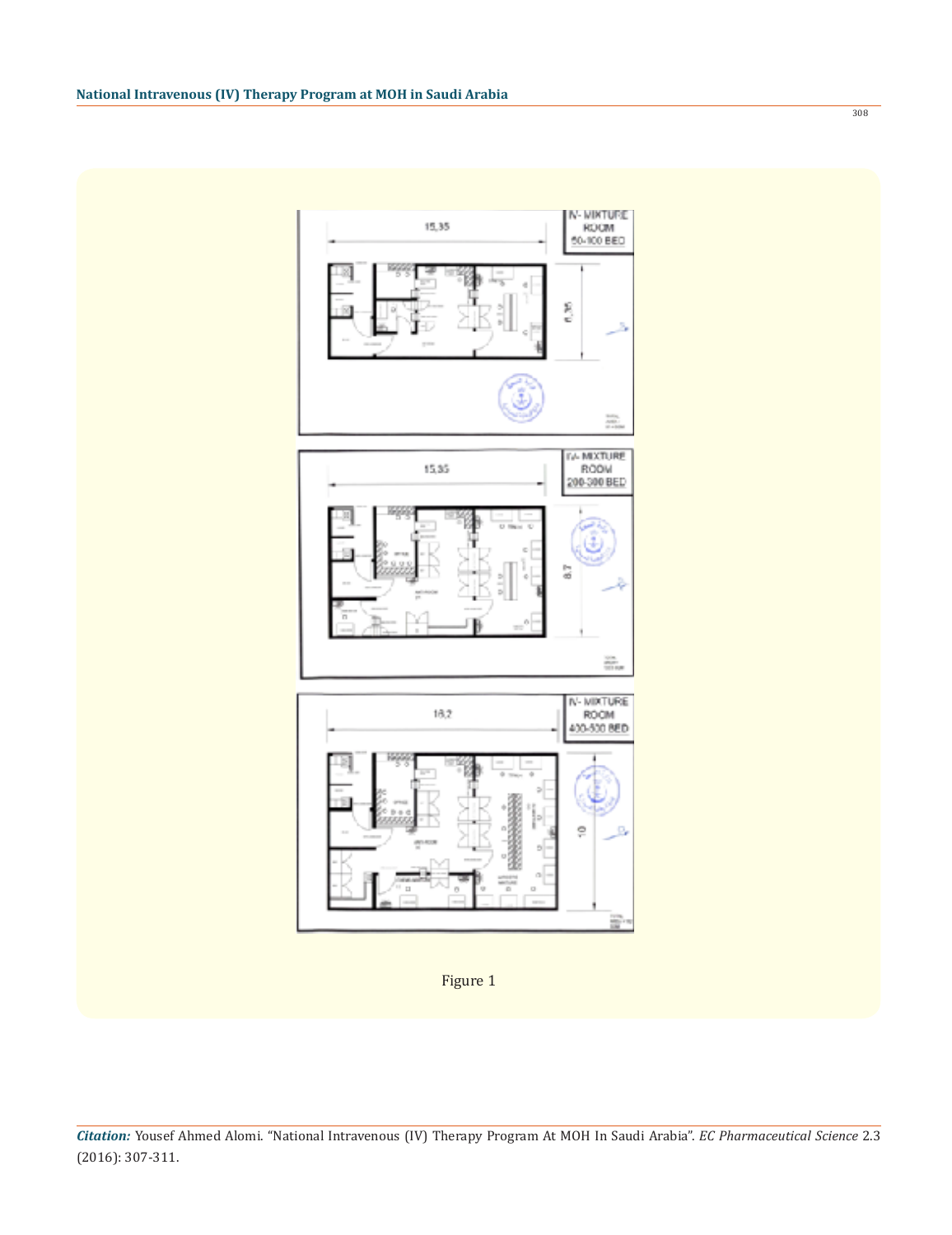Figure 1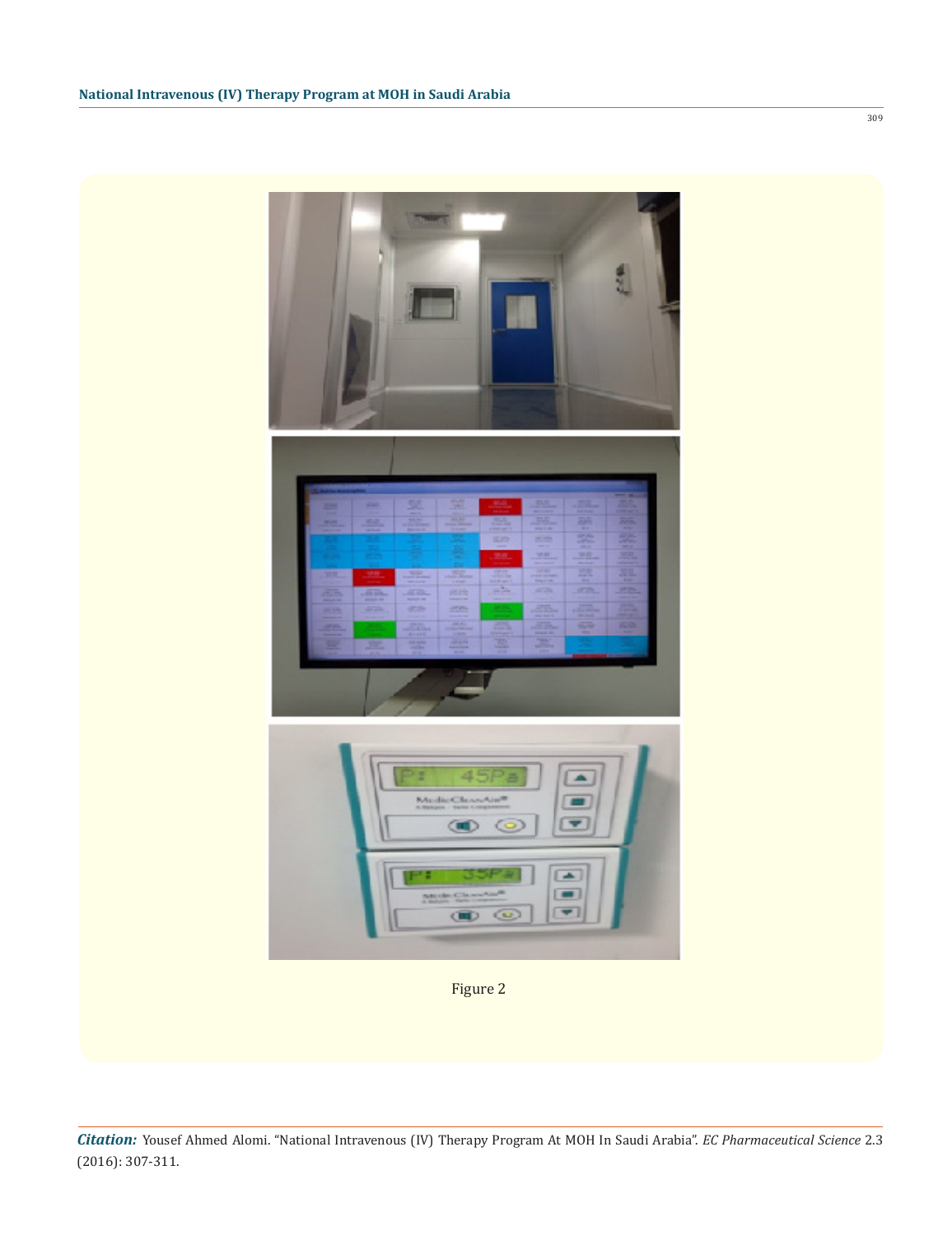Figure 2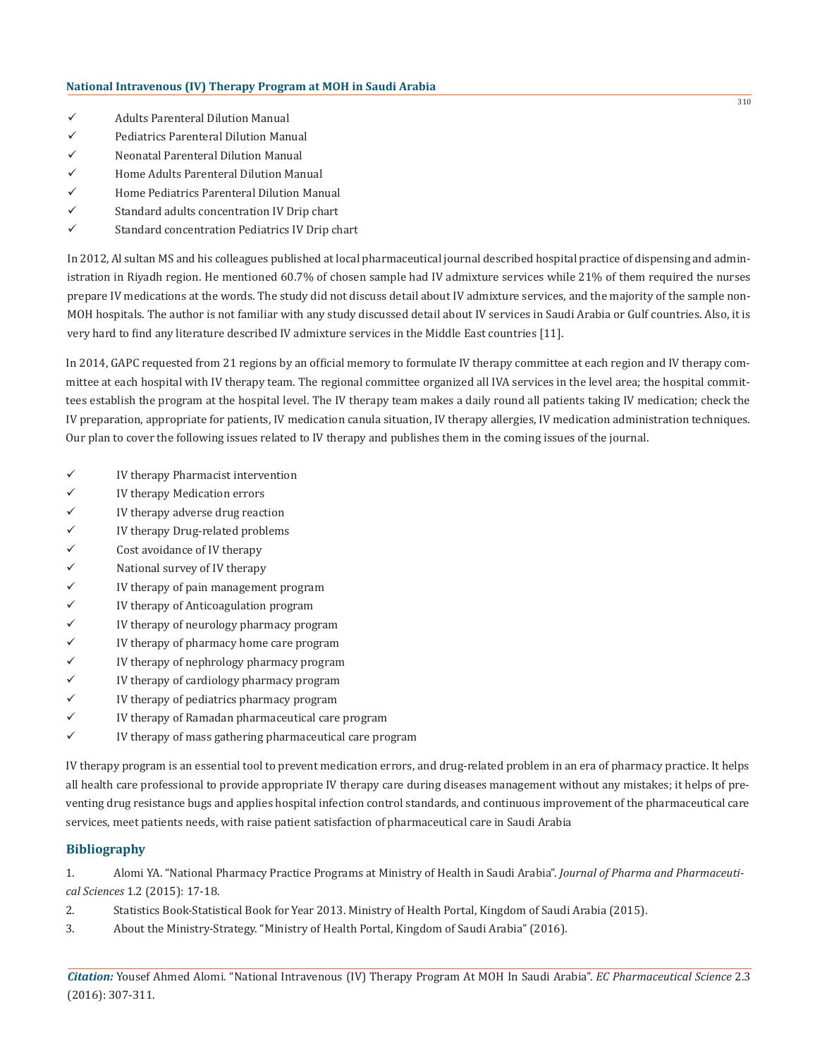- ✓ Adults Parenteral Dilution Manual
- ✓ Pediatrics Parenteral Dilution Manual
- ✓ Neonatal Parenteral Dilution Manual
- ✓ Home Adults Parenteral Dilution Manual
- ✓ Home Pediatrics Parenteral Dilution Manual
- ✓ Standard adults concentration IV Drip chart
- ✓ Standard concentration Pediatrics IV Drip chart

In 2012, Al sultan MS and his colleagues published at local pharmaceutical journal described hospital practice of dispensing and administration in Riyadh region. He mentioned 60.7% of chosen sample had IV admixture services while 21% of them required the nurses prepare IV medications at the words. The study did not discuss detail about IV admixture services, and the majority of the sample non-MOH hospitals. The author is not familiar with any study discussed detail about IV services in Saudi Arabia or Gulf countries. Also, it is very hard to find any literature described IV admixture services in the Middle East countries [11].

In 2014, GAPC requested from 21 regions by an official memory to formulate IV therapy committee at each region and IV therapy committee at each hospital with IV therapy team. The regional committee organized all IVA services in the level area; the hospital committees establish the program at the hospital level. The IV therapy team makes a daily round all patients taking IV medication; check the IV preparation, appropriate for patients, IV medication canula situation, IV therapy allergies, IV medication administration techniques. Our plan to cover the following issues related to IV therapy and publishes them in the coming issues of the journal.

- ✓ IV therapy Pharmacist intervention
- ✓ IV therapy Medication errors
- ✓ IV therapy adverse drug reaction
- ✓ IV therapy Drug-related problems
- ✓ Cost avoidance of IV therapy
- ✓ National survey of IV therapy
- ✓ IV therapy of pain management program
- ✓ IV therapy of Anticoagulation program
- ✓ IV therapy of neurology pharmacy program
- ✓ IV therapy of pharmacy home care program
- ✓ IV therapy of nephrology pharmacy program
- ✓ IV therapy of cardiology pharmacy program
- ✓ IV therapy of pediatrics pharmacy program
- ✓ IV therapy of Ramadan pharmaceutical care program
- ✓ IV therapy of mass gathering pharmaceutical care program

IV therapy program is an essential tool to prevent medication errors, and drug-related problem in an era of pharmacy practice. It helps all health care professional to provide appropriate IV therapy care during diseases management without any mistakes; it helps of preventing drug resistance bugs and applies hospital infection control standards, and continuous improvement of the pharmaceutical care services, meet patients needs, with raise patient satisfaction of pharmaceutical care in Saudi Arabia

## Bibliography

1. Alomi YA. "National Pharmacy Practice Programs at Ministry of Health in Saudi Arabia". *Journal of Pharma and Pharmaceutical Sciences* 1.2 (2015): 17-18.
2. Statistics Book-Statistical Book for Year 2013. Ministry of Health Portal, Kingdom of Saudi Arabia (2015).
3. About the Ministry-Strategy. "Ministry of Health Portal, Kingdom of Saudi Arabia" (2016).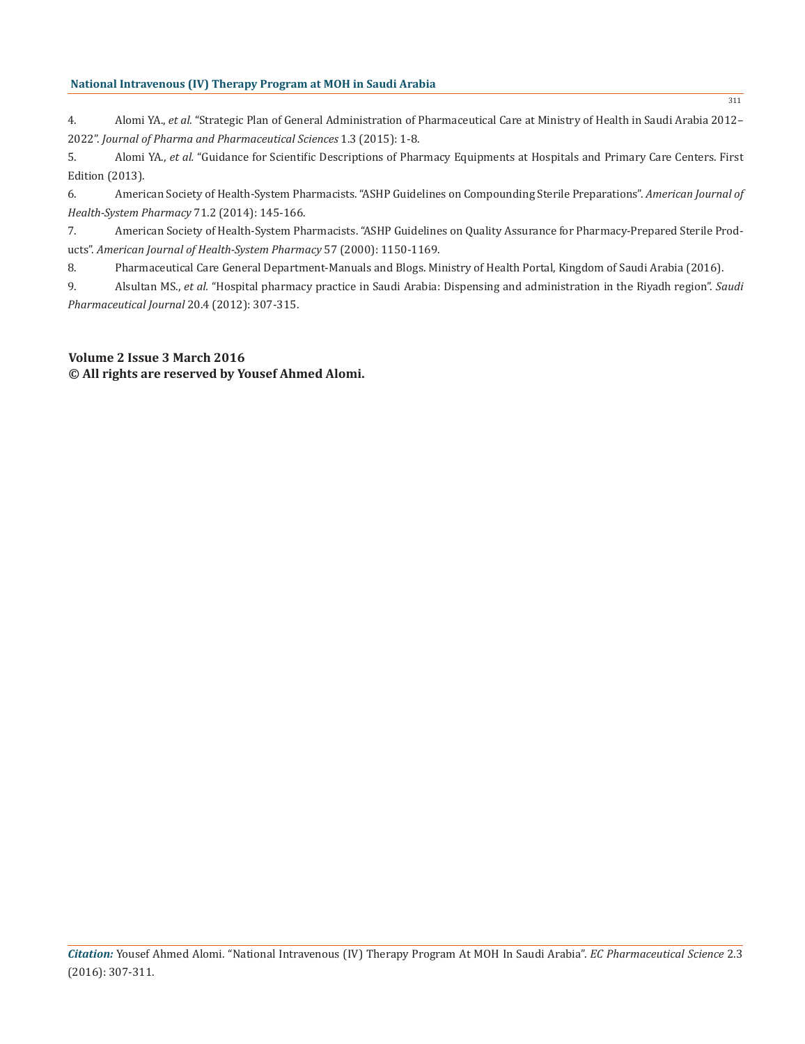4. Alomi YA., *et al*. "Strategic Plan of General Administration of Pharmaceutical Care at Ministry of Health in Saudi Arabia 2012–2022". *Journal of Pharma and Pharmaceutical Sciences* 1.3 (2015): 1-8.
5. Alomi YA., *et al.* "Guidance for Scientific Descriptions of Pharmacy Equipments at Hospitals and Primary Care Centers. First Edition (2013).
6. American Society of Health-System Pharmacists. "ASHP Guidelines on Compounding Sterile Preparations". *American Journal of Health-System Pharmacy* 71.2 (2014): 145-166.
7. American Society of Health-System Pharmacists. "ASHP Guidelines on Quality Assurance for Pharmacy-Prepared Sterile Products". *American Journal of Health-System Pharmacy* 57 (2000): 1150-1169.
8. Pharmaceutical Care General Department-Manuals and Blogs. Ministry of Health Portal, Kingdom of Saudi Arabia (2016).
9. Alsultan MS., *et al.* "Hospital pharmacy practice in Saudi Arabia: Dispensing and administration in the Riyadh region". *Saudi Pharmaceutical Journal* 20.4 (2012): 307-315.

**Volume 2 Issue 3 March 2016**
**© All rights are reserved by Yousef Ahmed Alomi.**